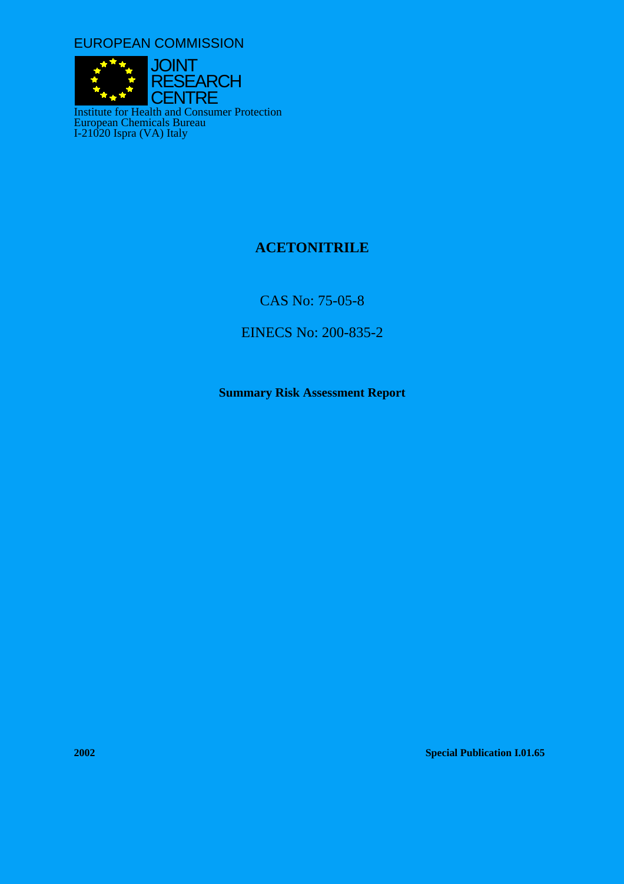EUROPEAN COMMISSION

JOINT RESEARCH CENTRE

Institute for Health and Consumer Protection
European Chemicals Bureau
I-21020 Ispra (VA) Italy

# ACETONITRILE

CAS No: 75-05-8

EINECS No: 200-835-2

**Summary Risk Assessment Report**

**2002**

**Special Publication I.01.65**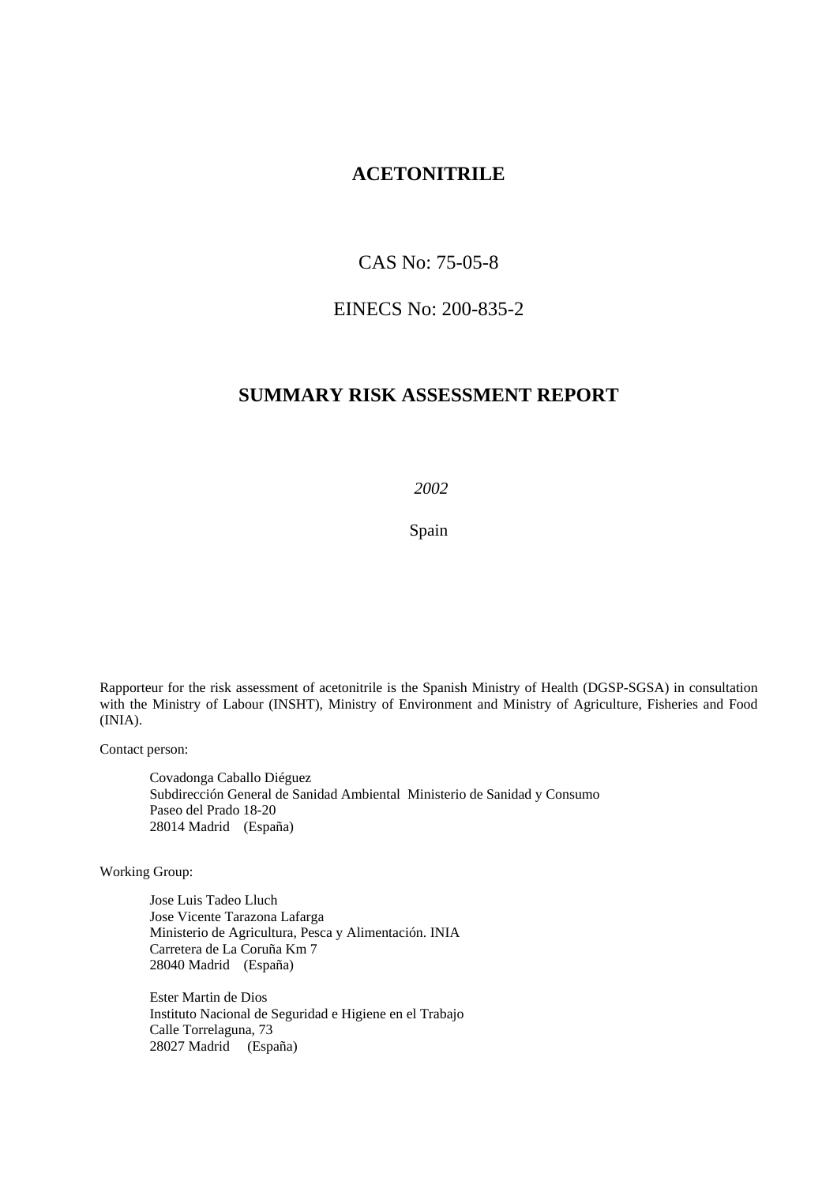# ACETONITRILE

CAS No: 75-05-8

EINECS No: 200-835-2

# SUMMARY RISK ASSESSMENT REPORT

*2002*

Spain

Rapporteur for the risk assessment of acetonitrile is the Spanish Ministry of Health (DGSP-SGSA) in consultation with the Ministry of Labour (INSHT), Ministry of Environment and Ministry of Agriculture, Fisheries and Food (INIA).

Contact person:

Covadonga Caballo Diéguez
Subdirección General de Sanidad Ambiental Ministerio de Sanidad y Consumo
Paseo del Prado 18-20
28014 Madrid (España)

Working Group:

Jose Luis Tadeo Lluch
Jose Vicente Tarazona Lafarga
Ministerio de Agricultura, Pesca y Alimentación. INIA
Carretera de La Coruña Km 7
28040 Madrid (España)

Ester Martin de Dios
Instituto Nacional de Seguridad e Higiene en el Trabajo
Calle Torrelaguna, 73
28027 Madrid (España)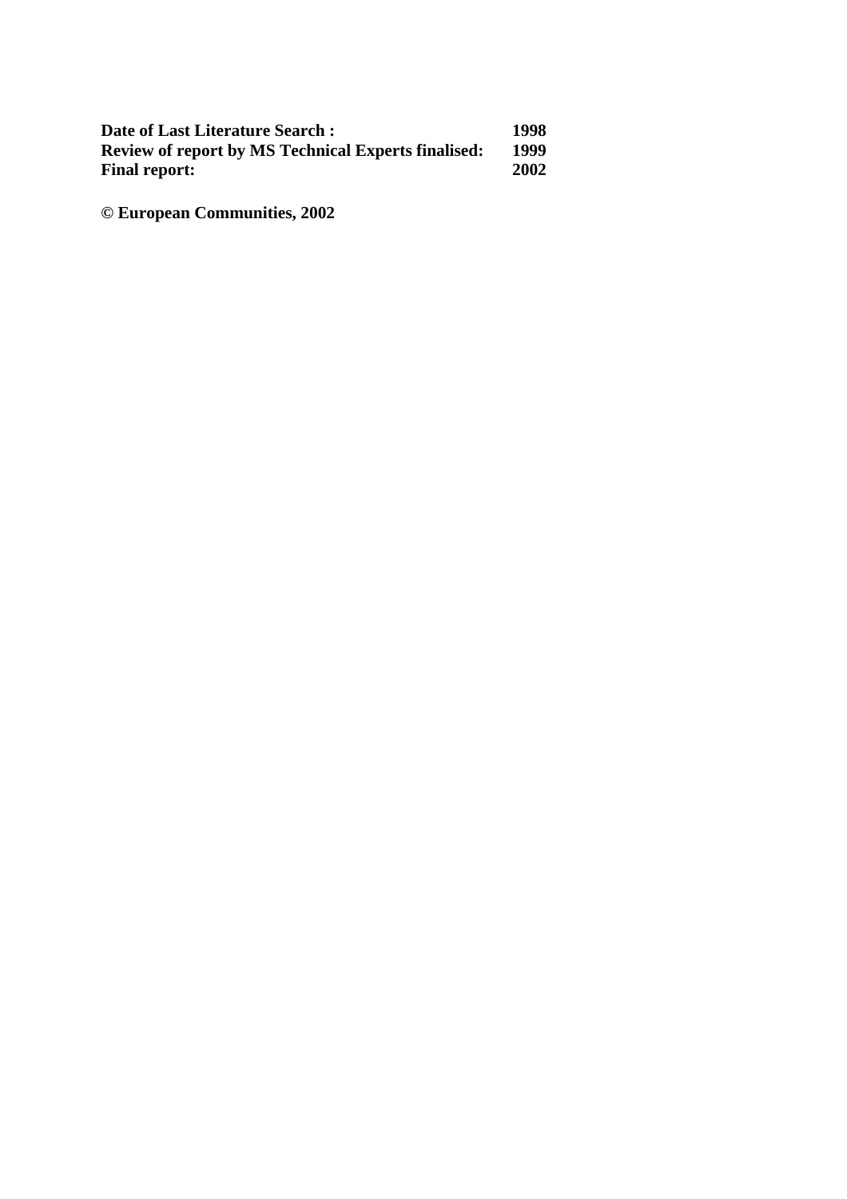| **Date of Last Literature Search :** | **1998** |
| --- | --- |
| **Review of report by MS Technical Experts finalised:** | **1999** |
| **Final report:** | **2002** |

**© European Communities, 2002**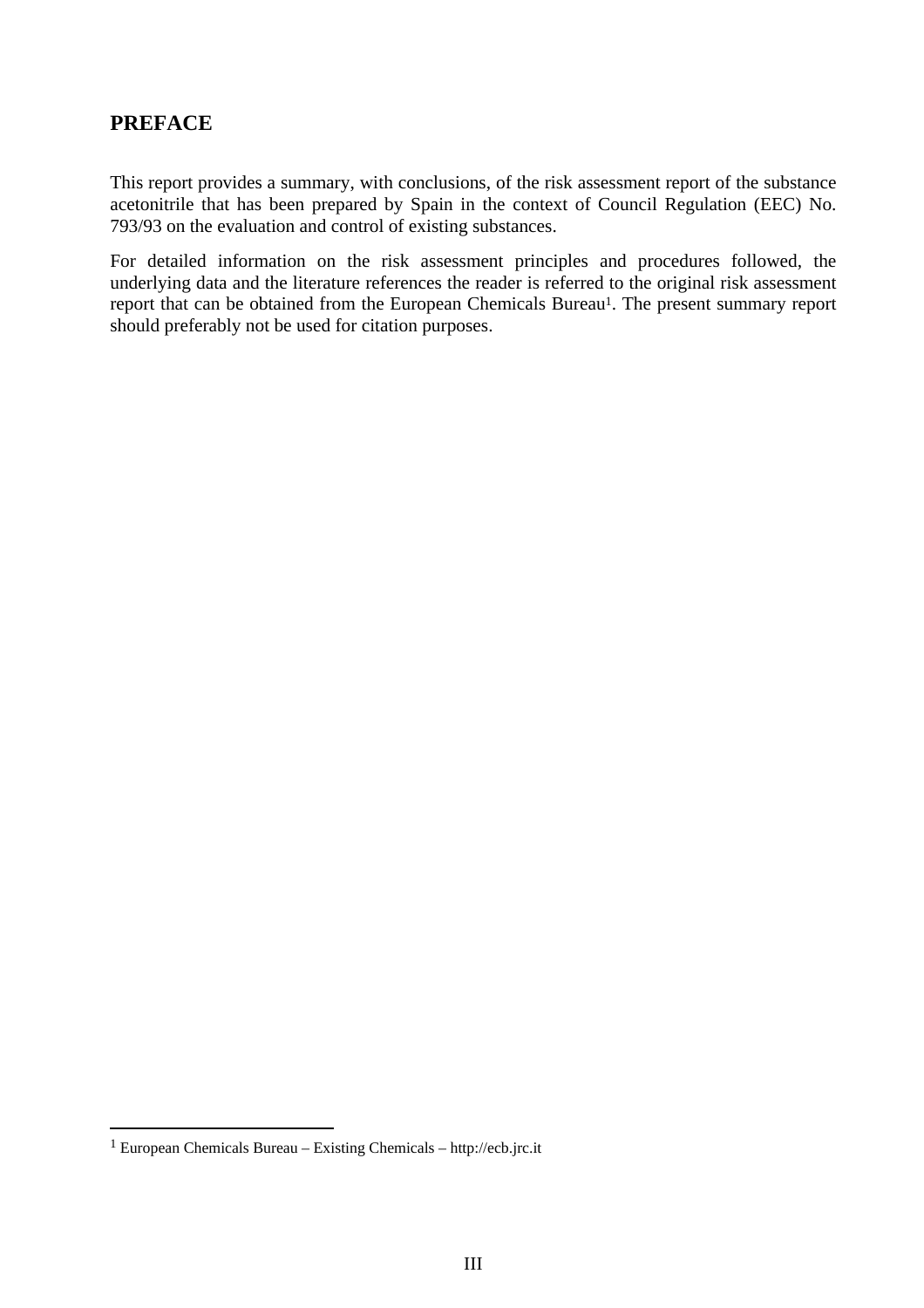## PREFACE

This report provides a summary, with conclusions, of the risk assessment report of the substance acetonitrile that has been prepared by Spain in the context of Council Regulation (EEC) No. 793/93 on the evaluation and control of existing substances.

For detailed information on the risk assessment principles and procedures followed, the underlying data and the literature references the reader is referred to the original risk assessment report that can be obtained from the European Chemicals Bureau[1]. The present summary report should preferably not be used for citation purposes.

[1] European Chemicals Bureau – Existing Chemicals – http://ecb.jrc.it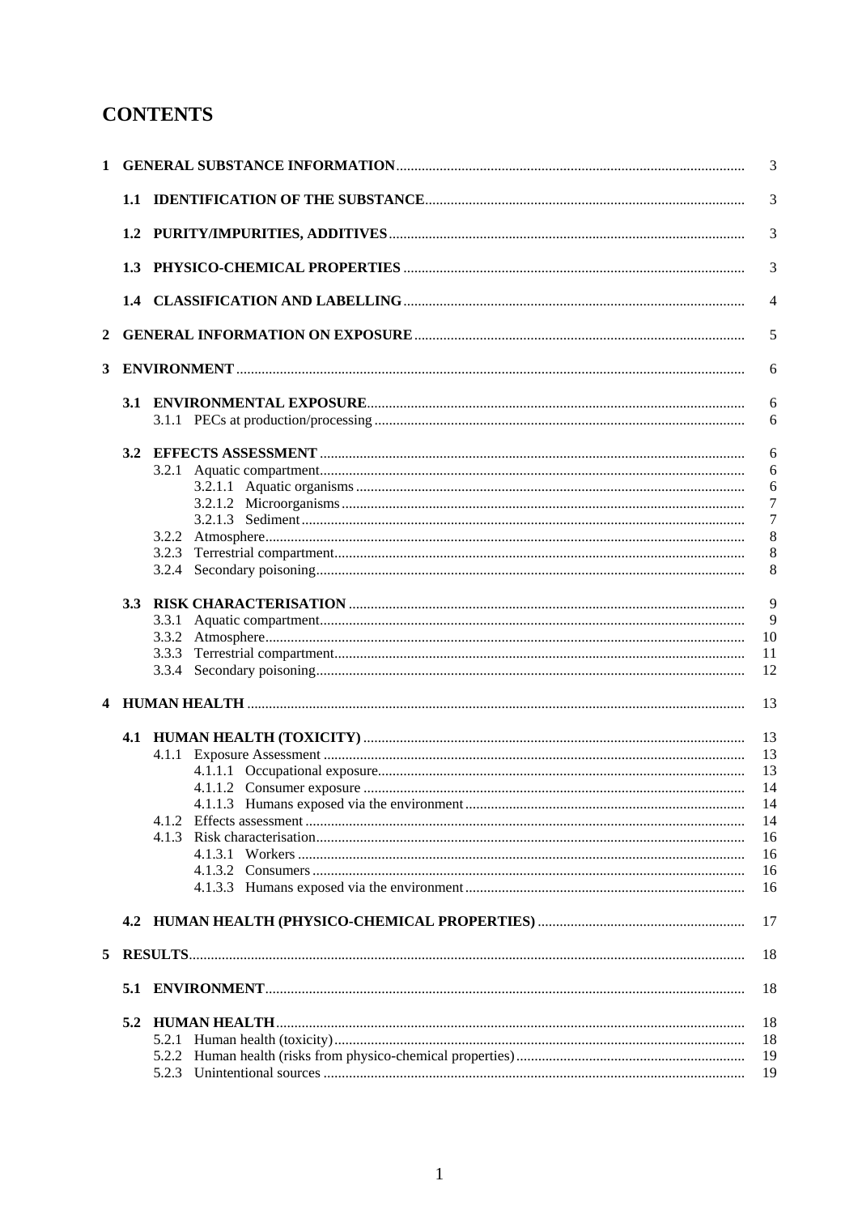# CONTENTS

| | | | |
|---|---|---|---|
| **1** | **GENERAL SUBSTANCE INFORMATION** | | 3 |
| | **1.1** | **IDENTIFICATION OF THE SUBSTANCE** | 3 |
| | **1.2** | **PURITY/IMPURITIES, ADDITIVES** | 3 |
| | **1.3** | **PHYSICO-CHEMICAL PROPERTIES** | 3 |
| | **1.4** | **CLASSIFICATION AND LABELLING** | 4 |
| **2** | **GENERAL INFORMATION ON EXPOSURE** | | 5 |
| **3** | **ENVIRONMENT** | | 6 |
| | **3.1** | **ENVIRONMENTAL EXPOSURE** | 6 |
| | | 3.1.1 PECs at production/processing | 6 |
| | **3.2** | **EFFECTS ASSESSMENT** | 6 |
| | | 3.2.1 Aquatic compartment | 6 |
| | | 3.2.1.1 Aquatic organisms | 6 |
| | | 3.2.1.2 Microorganisms | 7 |
| | | 3.2.1.3 Sediment | 7 |
| | | 3.2.2 Atmosphere | 8 |
| | | 3.2.3 Terrestrial compartment | 8 |
| | | 3.2.4 Secondary poisoning | 8 |
| | **3.3** | **RISK CHARACTERISATION** | 9 |
| | | 3.3.1 Aquatic compartment | 9 |
| | | 3.3.2 Atmosphere | 10 |
| | | 3.3.3 Terrestrial compartment | 11 |
| | | 3.3.4 Secondary poisoning | 12 |
| **4** | **HUMAN HEALTH** | | 13 |
| | **4.1** | **HUMAN HEALTH (TOXICITY)** | 13 |
| | | 4.1.1 Exposure Assessment | 13 |
| | | 4.1.1.1 Occupational exposure | 13 |
| | | 4.1.1.2 Consumer exposure | 14 |
| | | 4.1.1.3 Humans exposed via the environment | 14 |
| | | 4.1.2 Effects assessment | 14 |
| | | 4.1.3 Risk characterisation | 16 |
| | | 4.1.3.1 Workers | 16 |
| | | 4.1.3.2 Consumers | 16 |
| | | 4.1.3.3 Humans exposed via the environment | 16 |
| | **4.2** | **HUMAN HEALTH (PHYSICO-CHEMICAL PROPERTIES)** | 17 |
| **5** | **RESULTS** | | 18 |
| | **5.1** | **ENVIRONMENT** | 18 |
| | **5.2** | **HUMAN HEALTH** | 18 |
| | | 5.2.1 Human health (toxicity) | 18 |
| | | 5.2.2 Human health (risks from physico-chemical properties) | 19 |
| | | 5.2.3 Unintentional sources | 19 |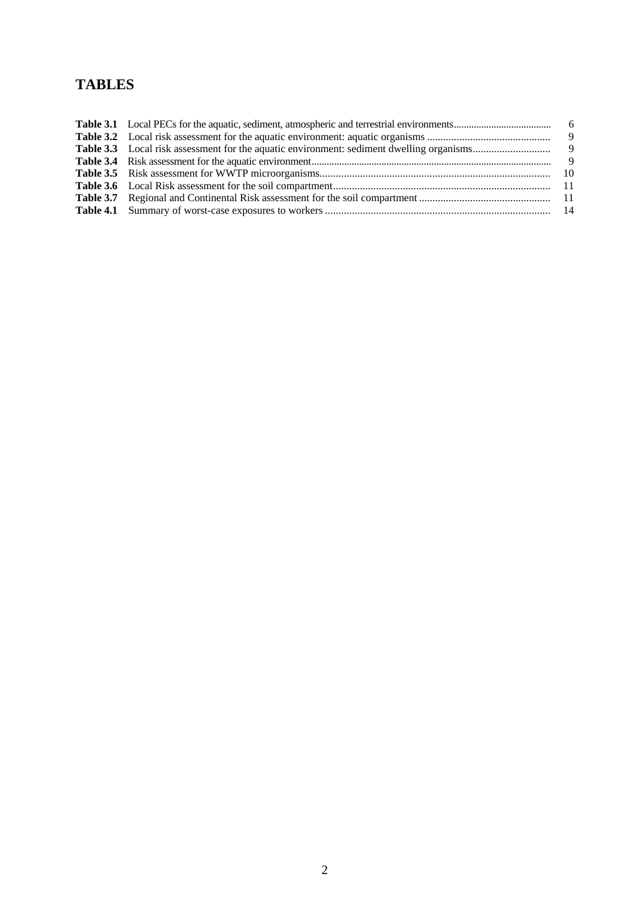# TABLES

| | | |
|---|---|---|
| **Table 3.1** | Local PECs for the aquatic, sediment, atmospheric and terrestrial environments | 6 |
| **Table 3.2** | Local risk assessment for the aquatic environment: aquatic organisms | 9 |
| **Table 3.3** | Local risk assessment for the aquatic environment: sediment dwelling organisms | 9 |
| **Table 3.4** | Risk assessment for the aquatic environment | 9 |
| **Table 3.5** | Risk assessment for WWTP microorganisms | 10 |
| **Table 3.6** | Local Risk assessment for the soil compartment | 11 |
| **Table 3.7** | Regional and Continental Risk assessment for the soil compartment | 11 |
| **Table 4.1** | Summary of worst-case exposures to workers | 14 |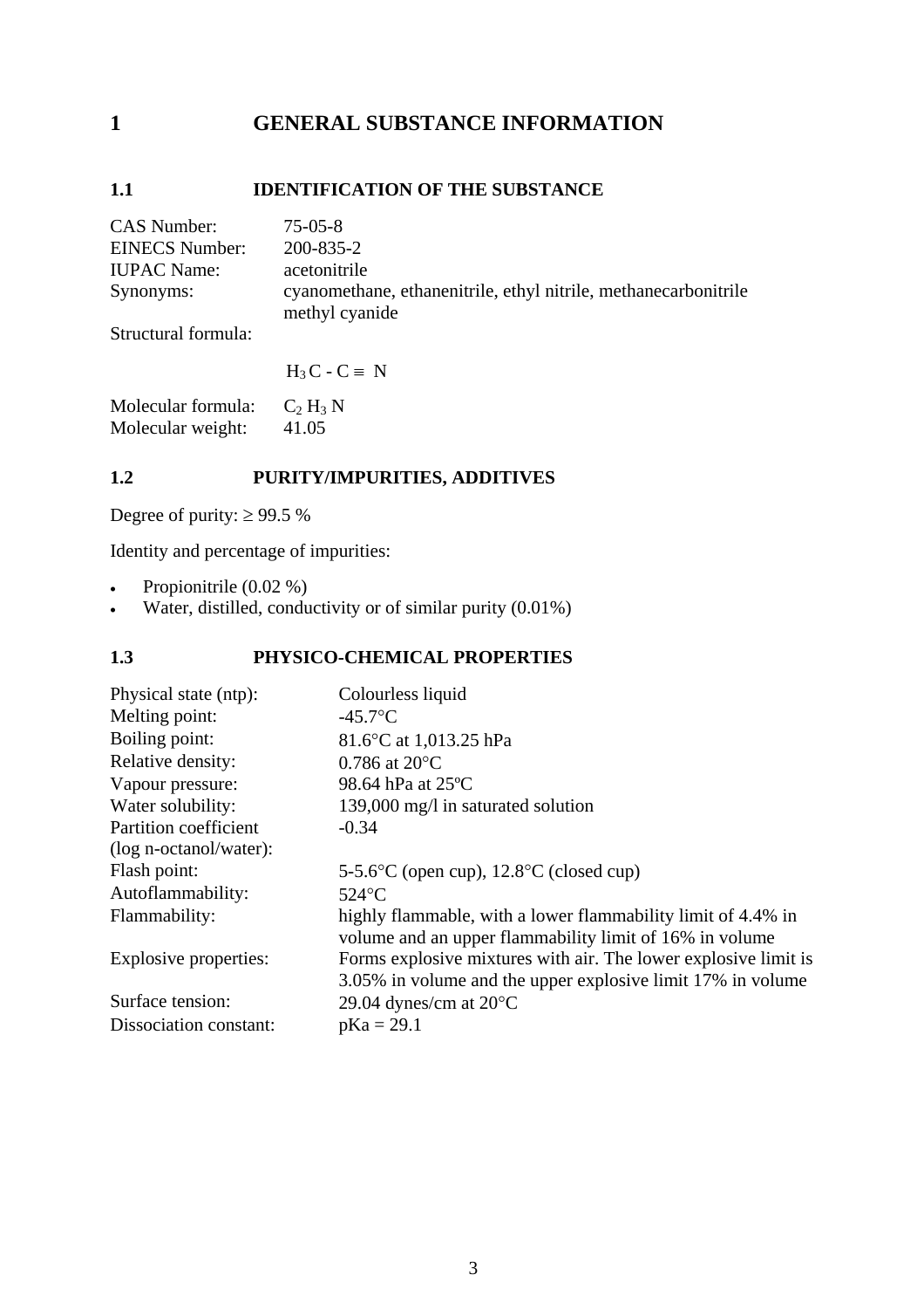# 1 GENERAL SUBSTANCE INFORMATION

## 1.1 IDENTIFICATION OF THE SUBSTANCE

| | |
|---|---|
| CAS Number: | 75-05-8 |
| EINECS Number: | 200-835-2 |
| IUPAC Name: | acetonitrile |
| Synonyms: | cyanomethane, ethanenitrile, ethyl nitrile, methanecarbonitrile methyl cyanide |

Structural formula:

$$H_3C - C \equiv N$$

| | |
|---|---|
| Molecular formula: | $C_2H_3N$ |
| Molecular weight: | 41.05 |

## 1.2 PURITY/IMPURITIES, ADDITIVES

Degree of purity: ≥ 99.5 %

Identity and percentage of impurities:

- Propionitrile (0.02 %)
- Water, distilled, conductivity or of similar purity (0.01%)

## 1.3 PHYSICO-CHEMICAL PROPERTIES

| | |
|---|---|
| Physical state (ntp): | Colourless liquid |
| Melting point: | -45.7°C |
| Boiling point: | 81.6°C at 1,013.25 hPa |
| Relative density: | 0.786 at 20°C |
| Vapour pressure: | 98.64 hPa at 25ºC |
| Water solubility: | 139,000 mg/l in saturated solution |
| Partition coefficient (log n-octanol/water): | -0.34 |
| Flash point: | 5-5.6°C (open cup), 12.8°C (closed cup) |
| Autoflammability: | 524°C |
| Flammability: | highly flammable, with a lower flammability limit of 4.4% in volume and an upper flammability limit of 16% in volume |
| Explosive properties: | Forms explosive mixtures with air. The lower explosive limit is 3.05% in volume and the upper explosive limit 17% in volume |
| Surface tension: | 29.04 dynes/cm at 20°C |
| Dissociation constant: | pKa = 29.1 |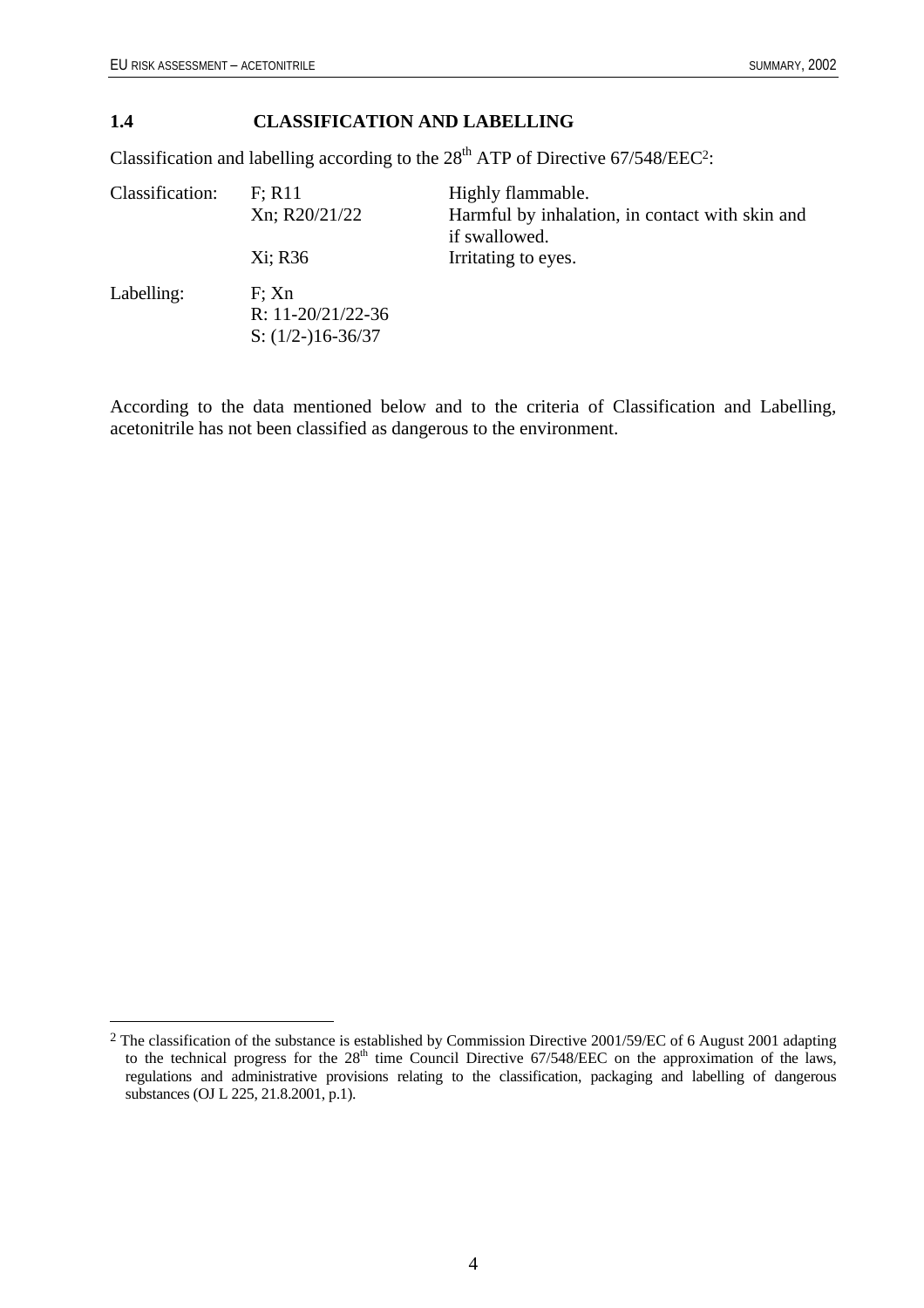## 1.4 CLASSIFICATION AND LABELLING

Classification and labelling according to the 28th ATP of Directive 67/548/EEC[2]:

| | | |
|---|---|---|
| Classification: | F; R11 | Highly flammable. |
| | Xn; R20/21/22 | Harmful by inhalation, in contact with skin and if swallowed. |
| | Xi; R36 | Irritating to eyes. |
| Labelling: | F; Xn<br>R: 11-20/21/22-36<br>S: (1/2-)16-36/37 | |

According to the data mentioned below and to the criteria of Classification and Labelling, acetonitrile has not been classified as dangerous to the environment.

[2] The classification of the substance is established by Commission Directive 2001/59/EC of 6 August 2001 adapting to the technical progress for the 28th time Council Directive 67/548/EEC on the approximation of the laws, regulations and administrative provisions relating to the classification, packaging and labelling of dangerous substances (OJ L 225, 21.8.2001, p.1).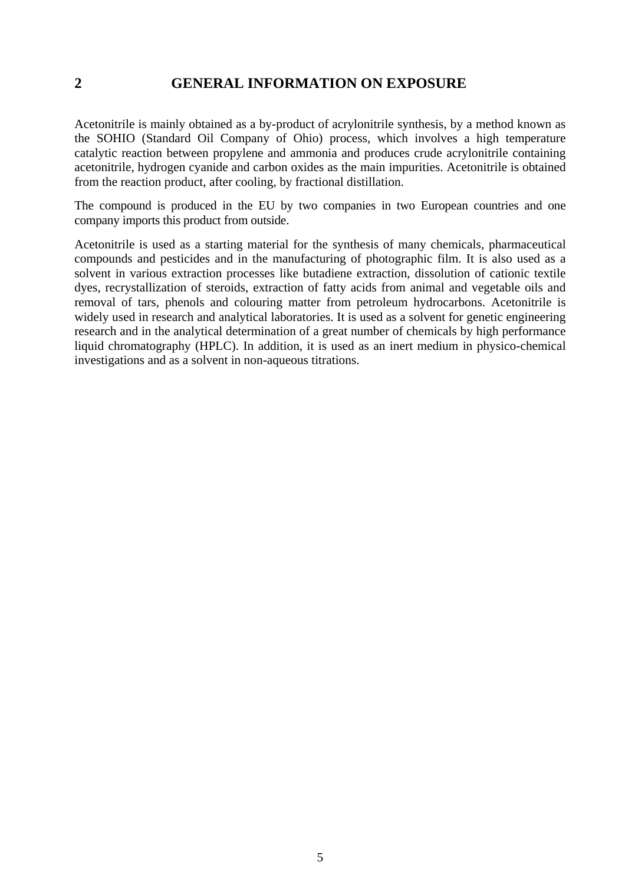# 2 GENERAL INFORMATION ON EXPOSURE

Acetonitrile is mainly obtained as a by-product of acrylonitrile synthesis, by a method known as the SOHIO (Standard Oil Company of Ohio) process, which involves a high temperature catalytic reaction between propylene and ammonia and produces crude acrylonitrile containing acetonitrile, hydrogen cyanide and carbon oxides as the main impurities. Acetonitrile is obtained from the reaction product, after cooling, by fractional distillation.

The compound is produced in the EU by two companies in two European countries and one company imports this product from outside.

Acetonitrile is used as a starting material for the synthesis of many chemicals, pharmaceutical compounds and pesticides and in the manufacturing of photographic film. It is also used as a solvent in various extraction processes like butadiene extraction, dissolution of cationic textile dyes, recrystallization of steroids, extraction of fatty acids from animal and vegetable oils and removal of tars, phenols and colouring matter from petroleum hydrocarbons. Acetonitrile is widely used in research and analytical laboratories. It is used as a solvent for genetic engineering research and in the analytical determination of a great number of chemicals by high performance liquid chromatography (HPLC). In addition, it is used as an inert medium in physico-chemical investigations and as a solvent in non-aqueous titrations.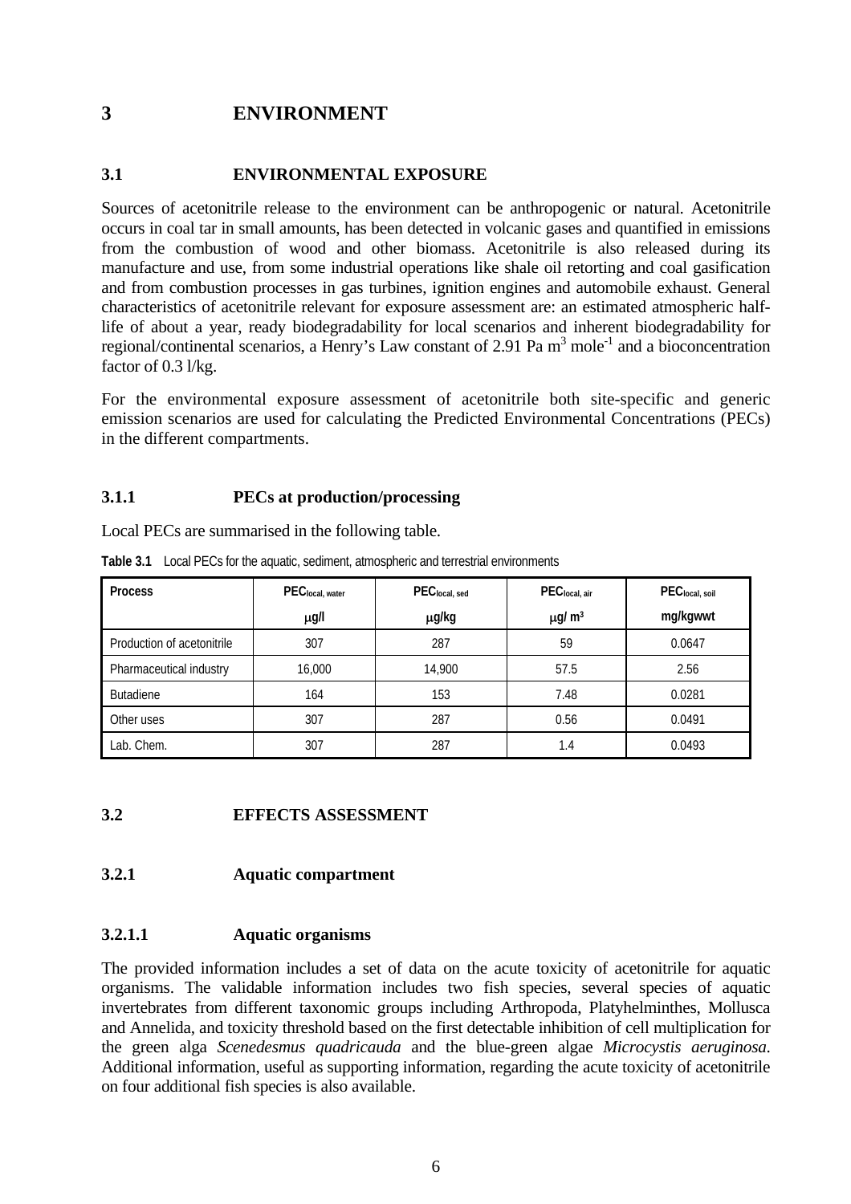# 3 ENVIRONMENT

## 3.1 ENVIRONMENTAL EXPOSURE

Sources of acetonitrile release to the environment can be anthropogenic or natural. Acetonitrile occurs in coal tar in small amounts, has been detected in volcanic gases and quantified in emissions from the combustion of wood and other biomass. Acetonitrile is also released during its manufacture and use, from some industrial operations like shale oil retorting and coal gasification and from combustion processes in gas turbines, ignition engines and automobile exhaust. General characteristics of acetonitrile relevant for exposure assessment are: an estimated atmospheric half-life of about a year, ready biodegradability for local scenarios and inherent biodegradability for regional/continental scenarios, a Henry's Law constant of 2.91 Pa $m^3$ $mole^{-1}$ and a bioconcentration factor of 0.3 l/kg.

For the environmental exposure assessment of acetonitrile both site-specific and generic emission scenarios are used for calculating the Predicted Environmental Concentrations (PECs) in the different compartments.

### 3.1.1 PECs at production/processing

Local PECs are summarised in the following table.

**Table 3.1** Local PECs for the aquatic, sediment, atmospheric and terrestrial environments

| Process | $PEC_{local, water}$ µg/l | $PEC_{local, sed}$ µg/kg | $PEC_{local, air}$ µg/ $m^3$ | $PEC_{local, soil}$ mg/kgwwt |
|---|---|---|---|---|
| Production of acetonitrile | 307 | 287 | 59 | 0.0647 |
| Pharmaceutical industry | 16,000 | 14,900 | 57.5 | 2.56 |
| Butadiene | 164 | 153 | 7.48 | 0.0281 |
| Other uses | 307 | 287 | 0.56 | 0.0491 |
| Lab. Chem. | 307 | 287 | 1.4 | 0.0493 |

## 3.2 EFFECTS ASSESSMENT

### 3.2.1 Aquatic compartment

#### 3.2.1.1 Aquatic organisms

The provided information includes a set of data on the acute toxicity of acetonitrile for aquatic organisms. The validable information includes two fish species, several species of aquatic invertebrates from different taxonomic groups including Arthropoda, Platyhelminthes, Mollusca and Annelida, and toxicity threshold based on the first detectable inhibition of cell multiplication for the green alga *Scenedesmus quadricauda* and the blue-green algae *Microcystis aeruginosa*. Additional information, useful as supporting information, regarding the acute toxicity of acetonitrile on four additional fish species is also available.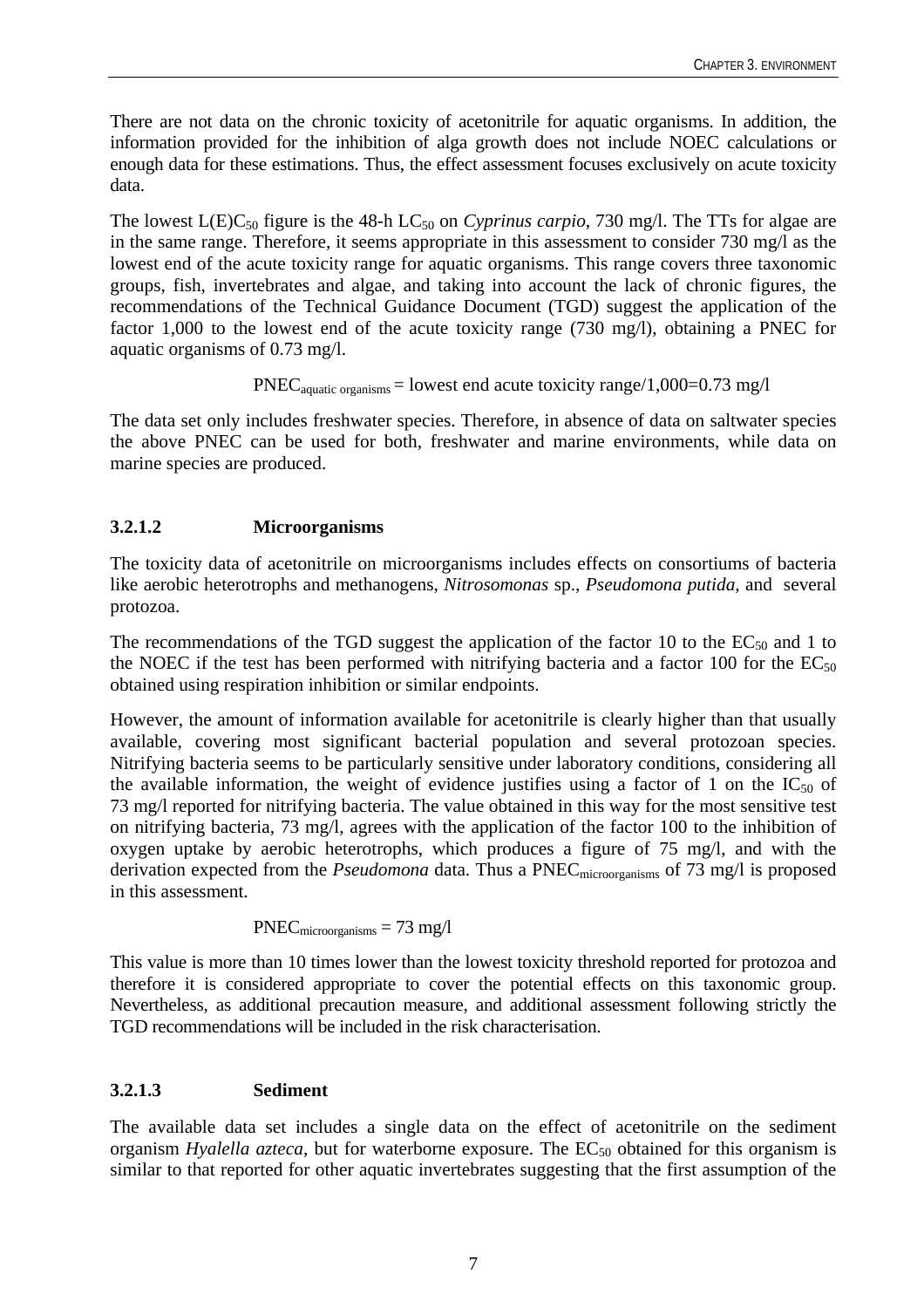There are not data on the chronic toxicity of acetonitrile for aquatic organisms. In addition, the information provided for the inhibition of alga growth does not include NOEC calculations or enough data for these estimations. Thus, the effect assessment focuses exclusively on acute toxicity data.

The lowest $L(E)C_{50}$ figure is the 48-h $LC_{50}$ on *Cyprinus carpio*, 730 mg/l. The TTs for algae are in the same range. Therefore, it seems appropriate in this assessment to consider 730 mg/l as the lowest end of the acute toxicity range for aquatic organisms. This range covers three taxonomic groups, fish, invertebrates and algae, and taking into account the lack of chronic figures, the recommendations of the Technical Guidance Document (TGD) suggest the application of the factor 1,000 to the lowest end of the acute toxicity range (730 mg/l), obtaining a PNEC for aquatic organisms of 0.73 mg/l.

$$PNEC_{aquatic\ organisms} = \text{lowest end acute toxicity range}/1{,}000 = 0.73\ \text{mg/l}$$

The data set only includes freshwater species. Therefore, in absence of data on saltwater species the above PNEC can be used for both, freshwater and marine environments, while data on marine species are produced.

### 3.2.1.2 Microorganisms

The toxicity data of acetonitrile on microorganisms includes effects on consortiums of bacteria like aerobic heterotrophs and methanogens, *Nitrosomonas* sp., *Pseudomona putida,* and several protozoa.

The recommendations of the TGD suggest the application of the factor 10 to the $EC_{50}$ and 1 to the NOEC if the test has been performed with nitrifying bacteria and a factor 100 for the $EC_{50}$ obtained using respiration inhibition or similar endpoints.

However, the amount of information available for acetonitrile is clearly higher than that usually available, covering most significant bacterial population and several protozoan species. Nitrifying bacteria seems to be particularly sensitive under laboratory conditions, considering all the available information, the weight of evidence justifies using a factor of 1 on the $IC_{50}$ of 73 mg/l reported for nitrifying bacteria. The value obtained in this way for the most sensitive test on nitrifying bacteria, 73 mg/l, agrees with the application of the factor 100 to the inhibition of oxygen uptake by aerobic heterotrophs, which produces a figure of 75 mg/l, and with the derivation expected from the *Pseudomona* data. Thus a $PNEC_{microorganisms}$ of 73 mg/l is proposed in this assessment.

$$PNEC_{microorganisms} = 73\ \text{mg/l}$$

This value is more than 10 times lower than the lowest toxicity threshold reported for protozoa and therefore it is considered appropriate to cover the potential effects on this taxonomic group. Nevertheless, as additional precaution measure, and additional assessment following strictly the TGD recommendations will be included in the risk characterisation.

### 3.2.1.3 Sediment

The available data set includes a single data on the effect of acetonitrile on the sediment organism *Hyalella azteca*, but for waterborne exposure. The $EC_{50}$ obtained for this organism is similar to that reported for other aquatic invertebrates suggesting that the first assumption of the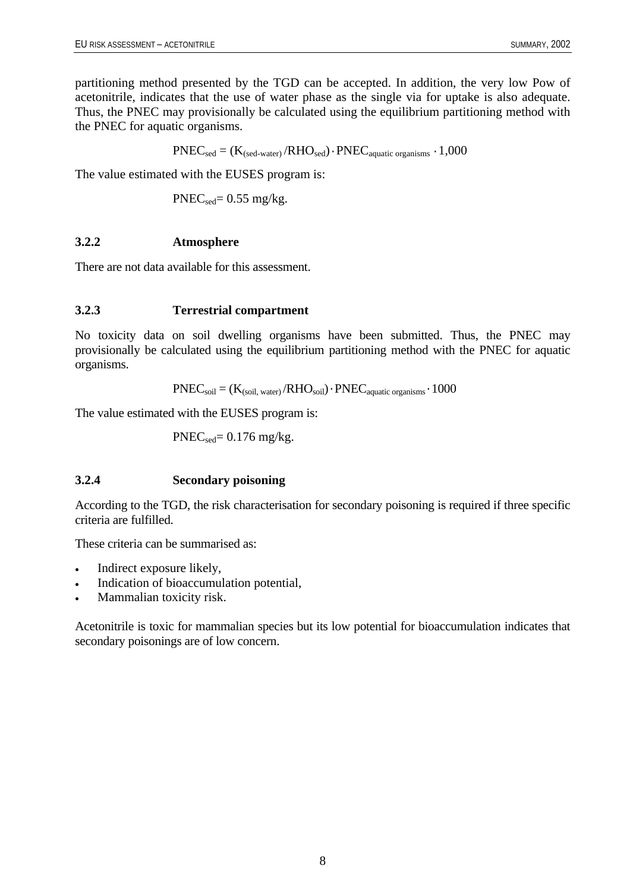partitioning method presented by the TGD can be accepted. In addition, the very low Pow of acetonitrile, indicates that the use of water phase as the single via for uptake is also adequate. Thus, the PNEC may provisionally be calculated using the equilibrium partitioning method with the PNEC for aquatic organisms.

$$PNEC_{sed} = (K_{(sed\text{-}water)} / RHO_{sed}) \cdot PNEC_{aquatic\ organisms} \cdot 1{,}000$$

The value estimated with the EUSES program is:

$PNEC_{sed}$= 0.55 mg/kg.

### 3.2.2 Atmosphere

There are not data available for this assessment.

### 3.2.3 Terrestrial compartment

No toxicity data on soil dwelling organisms have been submitted. Thus, the PNEC may provisionally be calculated using the equilibrium partitioning method with the PNEC for aquatic organisms.

$$PNEC_{soil} = (K_{(soil,\ water)} / RHO_{soil}) \cdot PNEC_{aquatic\ organisms} \cdot 1000$$

The value estimated with the EUSES program is:

$PNEC_{sed}$= 0.176 mg/kg.

### 3.2.4 Secondary poisoning

According to the TGD, the risk characterisation for secondary poisoning is required if three specific criteria are fulfilled.

These criteria can be summarised as:

- Indirect exposure likely,
- Indication of bioaccumulation potential,
- Mammalian toxicity risk.

Acetonitrile is toxic for mammalian species but its low potential for bioaccumulation indicates that secondary poisonings are of low concern.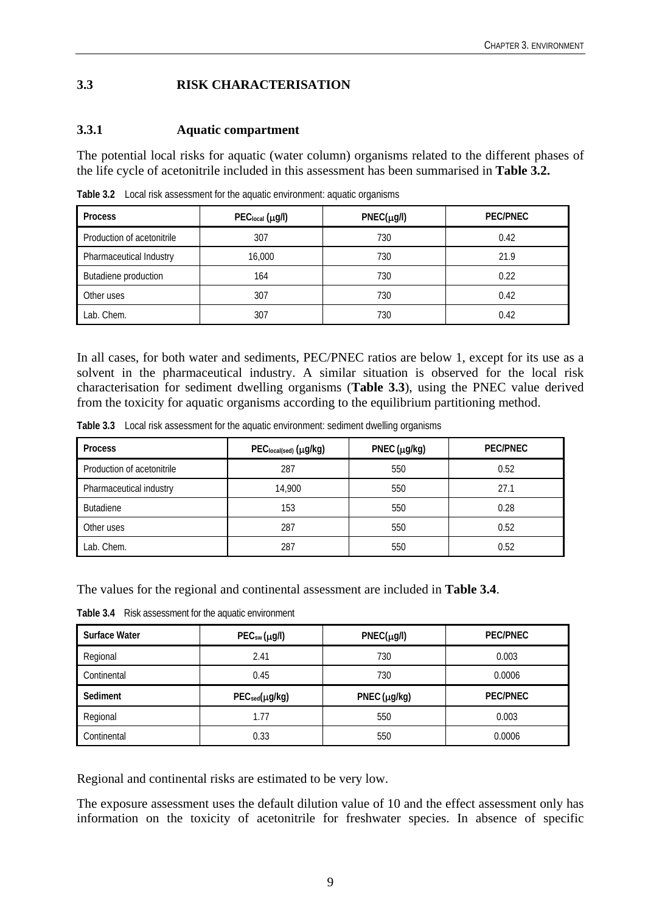## 3.3 RISK CHARACTERISATION

### 3.3.1 Aquatic compartment

The potential local risks for aquatic (water column) organisms related to the different phases of the life cycle of acetonitrile included in this assessment has been summarised in **Table 3.2.**

**Table 3.2** Local risk assessment for the aquatic environment: aquatic organisms

| Process | $PEC_{local}$ (µg/l) | PNEC(µg/l) | PEC/PNEC |
|---|---|---|---|
| Production of acetonitrile | 307 | 730 | 0.42 |
| Pharmaceutical Industry | 16,000 | 730 | 21.9 |
| Butadiene production | 164 | 730 | 0.22 |
| Other uses | 307 | 730 | 0.42 |
| Lab. Chem. | 307 | 730 | 0.42 |

In all cases, for both water and sediments, PEC/PNEC ratios are below 1, except for its use as a solvent in the pharmaceutical industry. A similar situation is observed for the local risk characterisation for sediment dwelling organisms (**Table 3.3**), using the PNEC value derived from the toxicity for aquatic organisms according to the equilibrium partitioning method.

**Table 3.3** Local risk assessment for the aquatic environment: sediment dwelling organisms

| Process | $PEC_{local(sed)}$ (µg/kg) | PNEC (µg/kg) | PEC/PNEC |
|---|---|---|---|
| Production of acetonitrile | 287 | 550 | 0.52 |
| Pharmaceutical industry | 14,900 | 550 | 27.1 |
| Butadiene | 153 | 550 | 0.28 |
| Other uses | 287 | 550 | 0.52 |
| Lab. Chem. | 287 | 550 | 0.52 |

The values for the regional and continental assessment are included in **Table 3.4**.

**Table 3.4** Risk assessment for the aquatic environment

| Surface Water | $PEC_{sw}$ (µg/l) | PNEC(µg/l) | PEC/PNEC |
|---|---|---|---|
| Regional | 2.41 | 730 | 0.003 |
| Continental | 0.45 | 730 | 0.0006 |
| **Sediment** | **$PEC_{sed}$(µg/kg)** | **PNEC (µg/kg)** | **PEC/PNEC** |
| Regional | 1.77 | 550 | 0.003 |
| Continental | 0.33 | 550 | 0.0006 |

Regional and continental risks are estimated to be very low.

The exposure assessment uses the default dilution value of 10 and the effect assessment only has information on the toxicity of acetonitrile for freshwater species. In absence of specific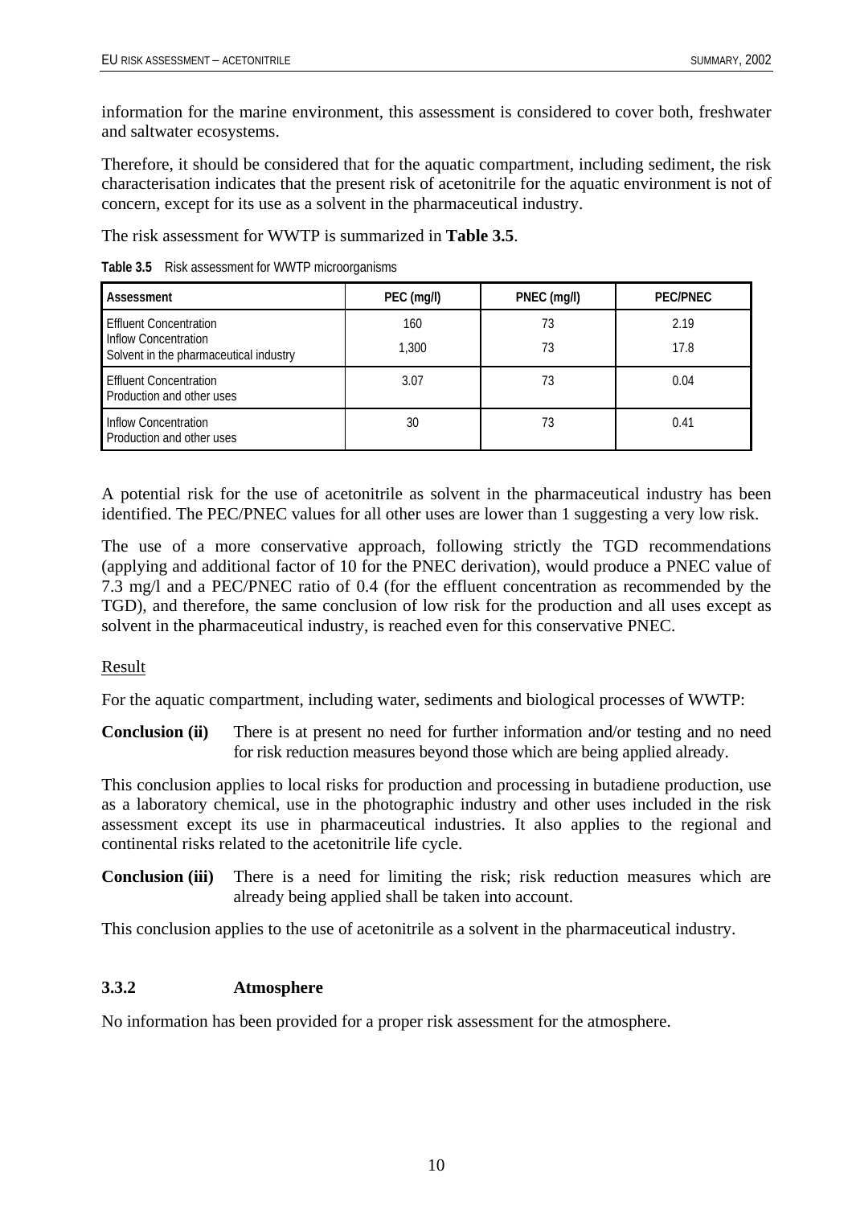information for the marine environment, this assessment is considered to cover both, freshwater and saltwater ecosystems.

Therefore, it should be considered that for the aquatic compartment, including sediment, the risk characterisation indicates that the present risk of acetonitrile for the aquatic environment is not of concern, except for its use as a solvent in the pharmaceutical industry.

The risk assessment for WWTP is summarized in **Table 3.5**.

**Table 3.5** Risk assessment for WWTP microorganisms

| Assessment | PEC (mg/l) | PNEC (mg/l) | PEC/PNEC |
|---|---|---|---|
| Effluent Concentration<br>Inflow Concentration<br>Solvent in the pharmaceutical industry | 160<br>1,300 | 73<br>73 | 2.19<br>17.8 |
| Effluent Concentration<br>Production and other uses | 3.07 | 73 | 0.04 |
| Inflow Concentration<br>Production and other uses | 30 | 73 | 0.41 |

A potential risk for the use of acetonitrile as solvent in the pharmaceutical industry has been identified. The PEC/PNEC values for all other uses are lower than 1 suggesting a very low risk.

The use of a more conservative approach, following strictly the TGD recommendations (applying and additional factor of 10 for the PNEC derivation), would produce a PNEC value of 7.3 mg/l and a PEC/PNEC ratio of 0.4 (for the effluent concentration as recommended by the TGD), and therefore, the same conclusion of low risk for the production and all uses except as solvent in the pharmaceutical industry, is reached even for this conservative PNEC.

Result

For the aquatic compartment, including water, sediments and biological processes of WWTP:

**Conclusion (ii)** There is at present no need for further information and/or testing and no need for risk reduction measures beyond those which are being applied already.

This conclusion applies to local risks for production and processing in butadiene production, use as a laboratory chemical, use in the photographic industry and other uses included in the risk assessment except its use in pharmaceutical industries. It also applies to the regional and continental risks related to the acetonitrile life cycle.

**Conclusion (iii)** There is a need for limiting the risk; risk reduction measures which are already being applied shall be taken into account.

This conclusion applies to the use of acetonitrile as a solvent in the pharmaceutical industry.

### 3.3.2 Atmosphere

No information has been provided for a proper risk assessment for the atmosphere.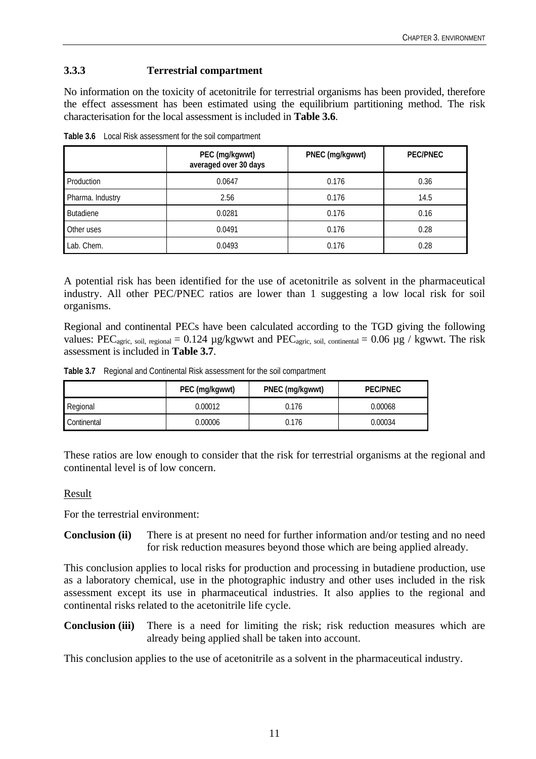### 3.3.3 Terrestrial compartment

No information on the toxicity of acetonitrile for terrestrial organisms has been provided, therefore the effect assessment has been estimated using the equilibrium partitioning method. The risk characterisation for the local assessment is included in **Table 3.6**.

**Table 3.6** Local Risk assessment for the soil compartment

| | PEC (mg/kgwwt) averaged over 30 days | PNEC (mg/kgwwt) | PEC/PNEC |
|---|---|---|---|
| Production | 0.0647 | 0.176 | 0.36 |
| Pharma. Industry | 2.56 | 0.176 | 14.5 |
| Butadiene | 0.0281 | 0.176 | 0.16 |
| Other uses | 0.0491 | 0.176 | 0.28 |
| Lab. Chem. | 0.0493 | 0.176 | 0.28 |

A potential risk has been identified for the use of acetonitrile as solvent in the pharmaceutical industry. All other PEC/PNEC ratios are lower than 1 suggesting a low local risk for soil organisms.

Regional and continental PECs have been calculated according to the TGD giving the following values: $PEC_{agric,\ soil,\ regional}$ = 0.124 µg/kgwwt and $PEC_{agric,\ soil,\ continental}$ = 0.06 µg / kgwwt. The risk assessment is included in **Table 3.7**.

**Table 3.7** Regional and Continental Risk assessment for the soil compartment

| | PEC (mg/kgwwt) | PNEC (mg/kgwwt) | PEC/PNEC |
|---|---|---|---|
| Regional | 0.00012 | 0.176 | 0.00068 |
| Continental | 0.00006 | 0.176 | 0.00034 |

These ratios are low enough to consider that the risk for terrestrial organisms at the regional and continental level is of low concern.

Result

For the terrestrial environment:

**Conclusion (ii)** There is at present no need for further information and/or testing and no need for risk reduction measures beyond those which are being applied already.

This conclusion applies to local risks for production and processing in butadiene production, use as a laboratory chemical, use in the photographic industry and other uses included in the risk assessment except its use in pharmaceutical industries. It also applies to the regional and continental risks related to the acetonitrile life cycle.

**Conclusion (iii)** There is a need for limiting the risk; risk reduction measures which are already being applied shall be taken into account.

This conclusion applies to the use of acetonitrile as a solvent in the pharmaceutical industry.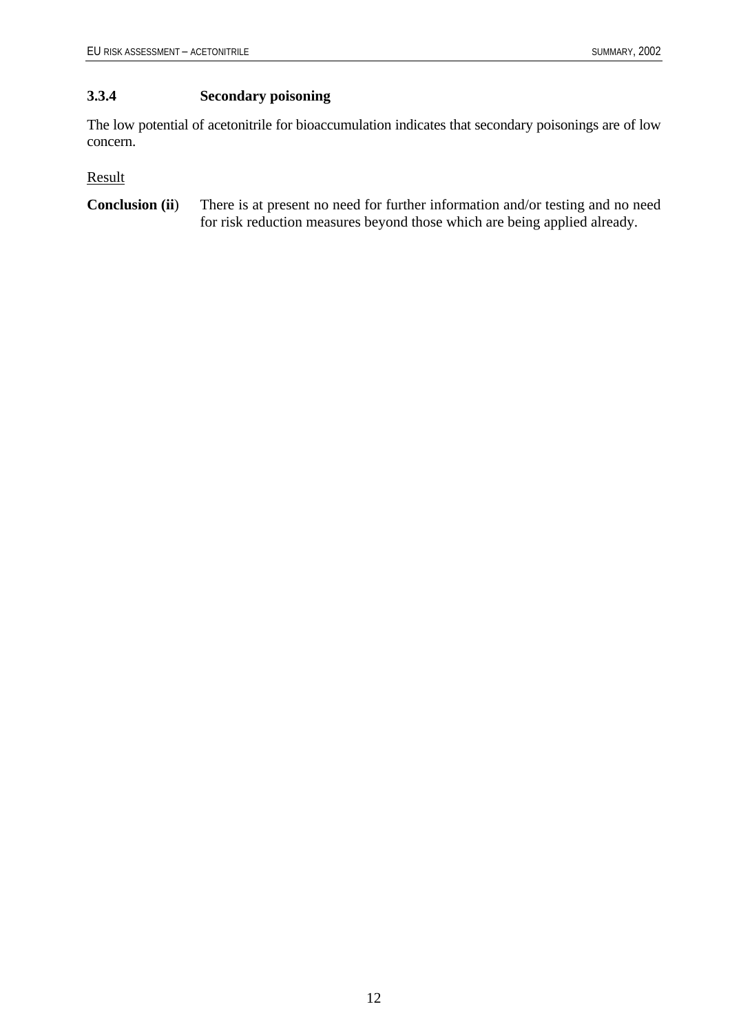### 3.3.4 Secondary poisoning

The low potential of acetonitrile for bioaccumulation indicates that secondary poisonings are of low concern.

Result

**Conclusion (ii**) There is at present no need for further information and/or testing and no need for risk reduction measures beyond those which are being applied already.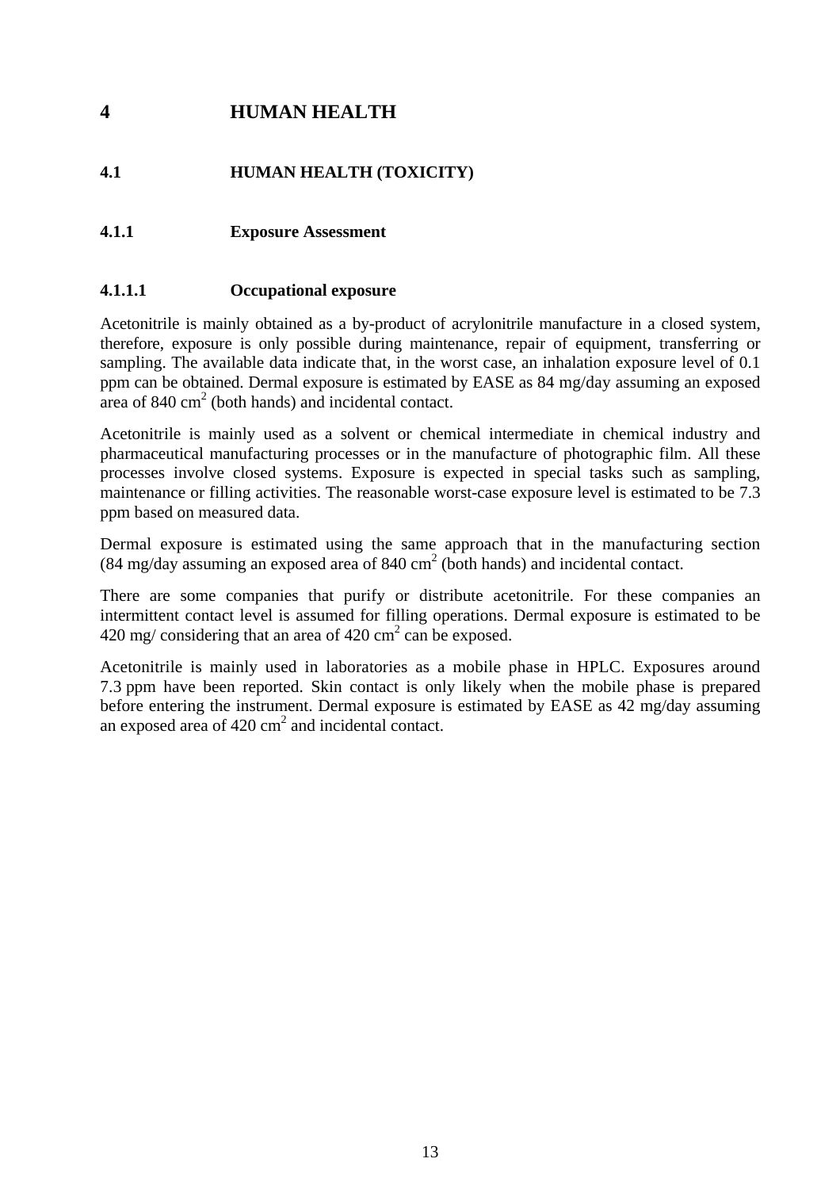# 4 HUMAN HEALTH

## 4.1 HUMAN HEALTH (TOXICITY)

### 4.1.1 Exposure Assessment

#### 4.1.1.1 Occupational exposure

Acetonitrile is mainly obtained as a by-product of acrylonitrile manufacture in a closed system, therefore, exposure is only possible during maintenance, repair of equipment, transferring or sampling. The available data indicate that, in the worst case, an inhalation exposure level of 0.1 ppm can be obtained. Dermal exposure is estimated by EASE as 84 mg/day assuming an exposed area of 840 $cm^2$ (both hands) and incidental contact.

Acetonitrile is mainly used as a solvent or chemical intermediate in chemical industry and pharmaceutical manufacturing processes or in the manufacture of photographic film. All these processes involve closed systems. Exposure is expected in special tasks such as sampling, maintenance or filling activities. The reasonable worst-case exposure level is estimated to be 7.3 ppm based on measured data.

Dermal exposure is estimated using the same approach that in the manufacturing section (84 mg/day assuming an exposed area of 840 $cm^2$ (both hands) and incidental contact.

There are some companies that purify or distribute acetonitrile. For these companies an intermittent contact level is assumed for filling operations. Dermal exposure is estimated to be 420 mg/ considering that an area of 420 $cm^2$ can be exposed.

Acetonitrile is mainly used in laboratories as a mobile phase in HPLC. Exposures around 7.3 ppm have been reported. Skin contact is only likely when the mobile phase is prepared before entering the instrument. Dermal exposure is estimated by EASE as 42 mg/day assuming an exposed area of 420 $cm^2$ and incidental contact.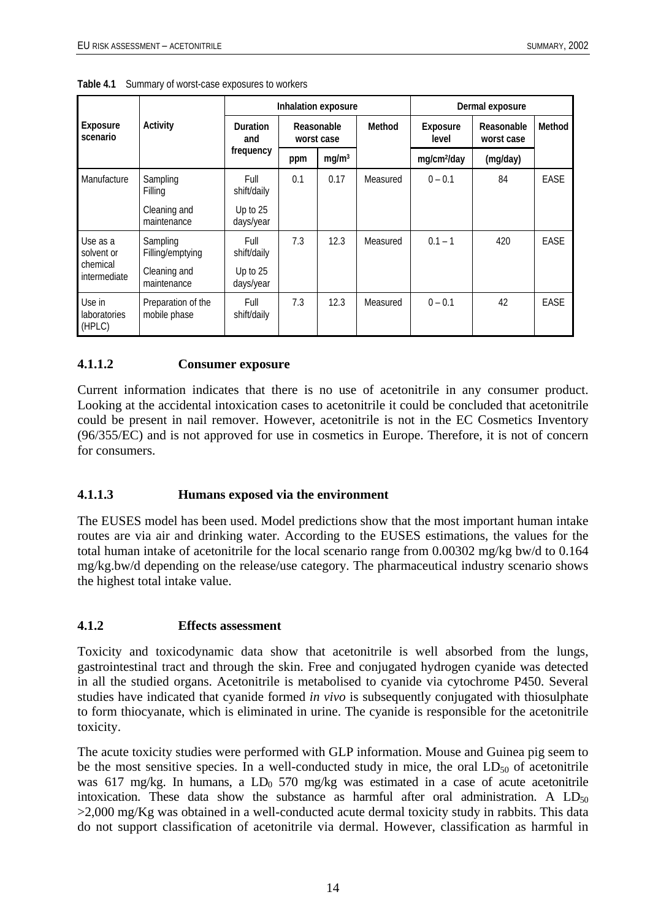**Table 4.1** Summary of worst-case exposures to workers

| Exposure scenario | Activity | Inhalation exposure | | | | Dermal exposure | | |
|---|---|---|---|---|---|---|---|---|
| | | Duration and frequency | Reasonable worst case | | Method | Exposure level | Reasonable worst case | Method |
| | | | ppm | mg/m³ | | mg/cm²/day | (mg/day) | |
| Manufacture | Sampling Filling | Full shift/daily | 0.1 | 0.17 | Measured | 0 – 0.1 | 84 | EASE |
| | Cleaning and maintenance | Up to 25 days/year | | | | | | |
| Use as a solvent or chemical intermediate | Sampling Filling/emptying | Full shift/daily | 7.3 | 12.3 | Measured | 0.1 – 1 | 420 | EASE |
| | Cleaning and maintenance | Up to 25 days/year | | | | | | |
| Use in laboratories (HPLC) | Preparation of the mobile phase | Full shift/daily | 7.3 | 12.3 | Measured | 0 – 0.1 | 42 | EASE |

#### 4.1.1.2 Consumer exposure

Current information indicates that there is no use of acetonitrile in any consumer product. Looking at the accidental intoxication cases to acetonitrile it could be concluded that acetonitrile could be present in nail remover. However, acetonitrile is not in the EC Cosmetics Inventory (96/355/EC) and is not approved for use in cosmetics in Europe. Therefore, it is not of concern for consumers.

#### 4.1.1.3 Humans exposed via the environment

The EUSES model has been used. Model predictions show that the most important human intake routes are via air and drinking water. According to the EUSES estimations, the values for the total human intake of acetonitrile for the local scenario range from 0.00302 mg/kg bw/d to 0.164 mg/kg.bw/d depending on the release/use category. The pharmaceutical industry scenario shows the highest total intake value.

### 4.1.2 Effects assessment

Toxicity and toxicodynamic data show that acetonitrile is well absorbed from the lungs, gastrointestinal tract and through the skin. Free and conjugated hydrogen cyanide was detected in all the studied organs. Acetonitrile is metabolised to cyanide via cytochrome P450. Several studies have indicated that cyanide formed *in vivo* is subsequently conjugated with thiosulphate to form thiocyanate, which is eliminated in urine. The cyanide is responsible for the acetonitrile toxicity.

The acute toxicity studies were performed with GLP information. Mouse and Guinea pig seem to be the most sensitive species. In a well-conducted study in mice, the oral $LD_{50}$ of acetonitrile was 617 mg/kg. In humans, a $LD_0$ 570 mg/kg was estimated in a case of acute acetonitrile intoxication. These data show the substance as harmful after oral administration. A $LD_{50}$ >2,000 mg/Kg was obtained in a well-conducted acute dermal toxicity study in rabbits. This data do not support classification of acetonitrile via dermal. However, classification as harmful in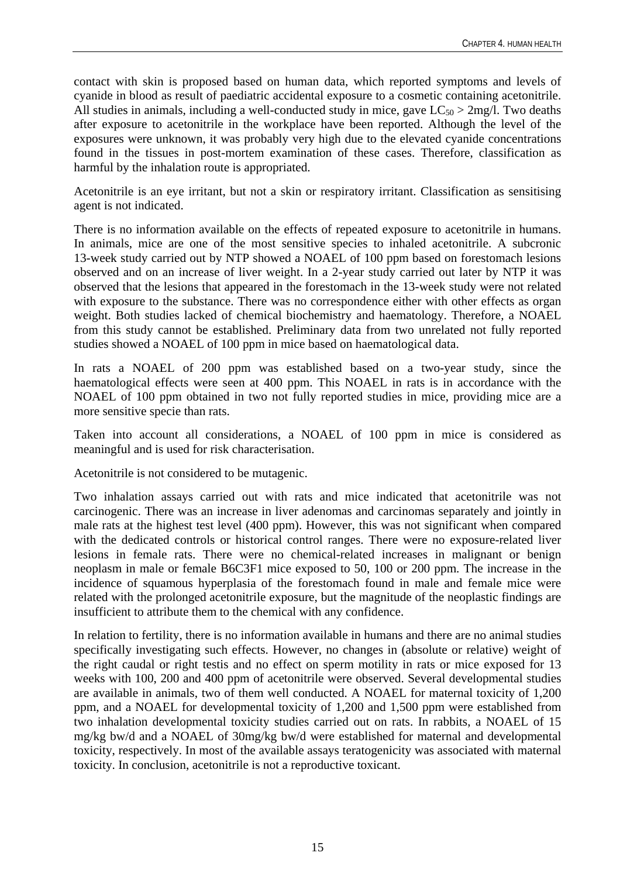contact with skin is proposed based on human data, which reported symptoms and levels of cyanide in blood as result of paediatric accidental exposure to a cosmetic containing acetonitrile. All studies in animals, including a well-conducted study in mice, gave $LC_{50} > 2mg/l$. Two deaths after exposure to acetonitrile in the workplace have been reported. Although the level of the exposures were unknown, it was probably very high due to the elevated cyanide concentrations found in the tissues in post-mortem examination of these cases. Therefore, classification as harmful by the inhalation route is appropriated.

Acetonitrile is an eye irritant, but not a skin or respiratory irritant. Classification as sensitising agent is not indicated.

There is no information available on the effects of repeated exposure to acetonitrile in humans. In animals, mice are one of the most sensitive species to inhaled acetonitrile. A subcronic 13-week study carried out by NTP showed a NOAEL of 100 ppm based on forestomach lesions observed and on an increase of liver weight. In a 2-year study carried out later by NTP it was observed that the lesions that appeared in the forestomach in the 13-week study were not related with exposure to the substance. There was no correspondence either with other effects as organ weight. Both studies lacked of chemical biochemistry and haematology. Therefore, a NOAEL from this study cannot be established. Preliminary data from two unrelated not fully reported studies showed a NOAEL of 100 ppm in mice based on haematological data.

In rats a NOAEL of 200 ppm was established based on a two-year study, since the haematological effects were seen at 400 ppm. This NOAEL in rats is in accordance with the NOAEL of 100 ppm obtained in two not fully reported studies in mice, providing mice are a more sensitive specie than rats.

Taken into account all considerations, a NOAEL of 100 ppm in mice is considered as meaningful and is used for risk characterisation.

Acetonitrile is not considered to be mutagenic.

Two inhalation assays carried out with rats and mice indicated that acetonitrile was not carcinogenic. There was an increase in liver adenomas and carcinomas separately and jointly in male rats at the highest test level (400 ppm). However, this was not significant when compared with the dedicated controls or historical control ranges. There were no exposure-related liver lesions in female rats. There were no chemical-related increases in malignant or benign neoplasm in male or female B6C3F1 mice exposed to 50, 100 or 200 ppm. The increase in the incidence of squamous hyperplasia of the forestomach found in male and female mice were related with the prolonged acetonitrile exposure, but the magnitude of the neoplastic findings are insufficient to attribute them to the chemical with any confidence.

In relation to fertility, there is no information available in humans and there are no animal studies specifically investigating such effects. However, no changes in (absolute or relative) weight of the right caudal or right testis and no effect on sperm motility in rats or mice exposed for 13 weeks with 100, 200 and 400 ppm of acetonitrile were observed. Several developmental studies are available in animals, two of them well conducted. A NOAEL for maternal toxicity of 1,200 ppm, and a NOAEL for developmental toxicity of 1,200 and 1,500 ppm were established from two inhalation developmental toxicity studies carried out on rats. In rabbits, a NOAEL of 15 mg/kg bw/d and a NOAEL of 30mg/kg bw/d were established for maternal and developmental toxicity, respectively. In most of the available assays teratogenicity was associated with maternal toxicity. In conclusion, acetonitrile is not a reproductive toxicant.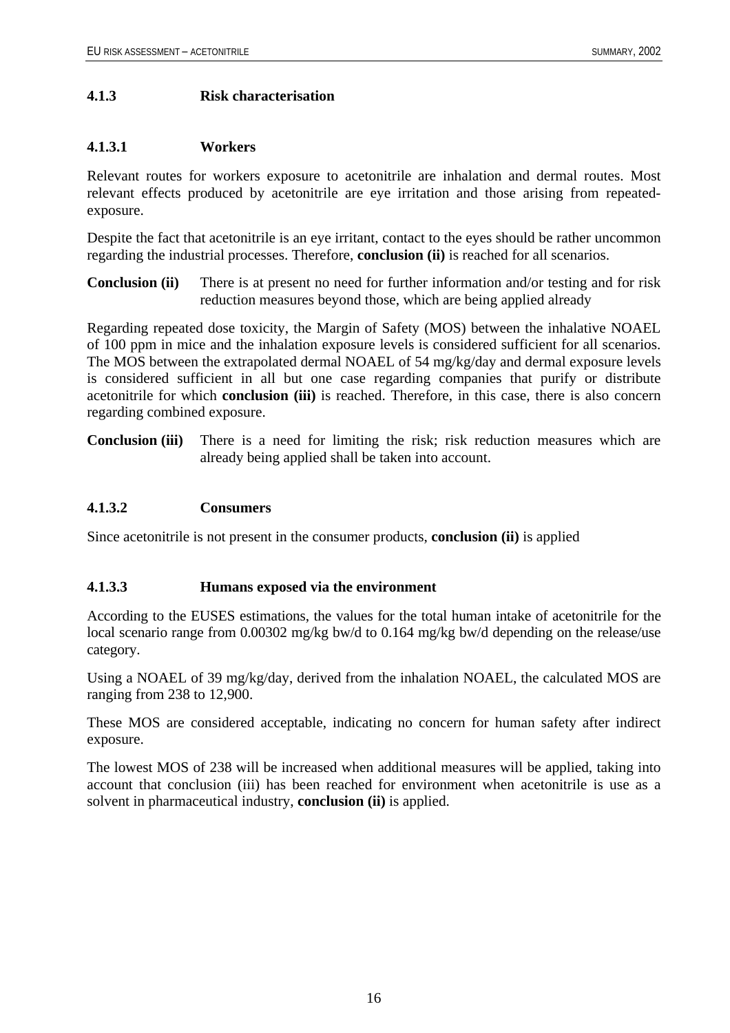### 4.1.3 Risk characterisation

#### 4.1.3.1 Workers

Relevant routes for workers exposure to acetonitrile are inhalation and dermal routes. Most relevant effects produced by acetonitrile are eye irritation and those arising from repeated-exposure.

Despite the fact that acetonitrile is an eye irritant, contact to the eyes should be rather uncommon regarding the industrial processes. Therefore, **conclusion (ii)** is reached for all scenarios.

**Conclusion (ii)** There is at present no need for further information and/or testing and for risk reduction measures beyond those, which are being applied already

Regarding repeated dose toxicity, the Margin of Safety (MOS) between the inhalative NOAEL of 100 ppm in mice and the inhalation exposure levels is considered sufficient for all scenarios. The MOS between the extrapolated dermal NOAEL of 54 mg/kg/day and dermal exposure levels is considered sufficient in all but one case regarding companies that purify or distribute acetonitrile for which **conclusion (iii)** is reached. Therefore, in this case, there is also concern regarding combined exposure.

**Conclusion (iii)** There is a need for limiting the risk; risk reduction measures which are already being applied shall be taken into account.

#### 4.1.3.2 Consumers

Since acetonitrile is not present in the consumer products, **conclusion (ii)** is applied

#### 4.1.3.3 Humans exposed via the environment

According to the EUSES estimations, the values for the total human intake of acetonitrile for the local scenario range from 0.00302 mg/kg bw/d to 0.164 mg/kg bw/d depending on the release/use category.

Using a NOAEL of 39 mg/kg/day, derived from the inhalation NOAEL, the calculated MOS are ranging from 238 to 12,900.

These MOS are considered acceptable, indicating no concern for human safety after indirect exposure.

The lowest MOS of 238 will be increased when additional measures will be applied, taking into account that conclusion (iii) has been reached for environment when acetonitrile is use as a solvent in pharmaceutical industry, **conclusion (ii)** is applied.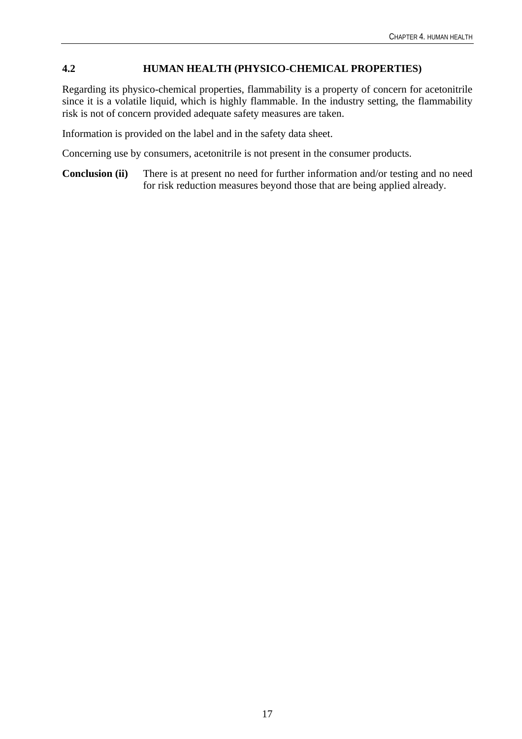## 4.2 HUMAN HEALTH (PHYSICO-CHEMICAL PROPERTIES)

Regarding its physico-chemical properties, flammability is a property of concern for acetonitrile since it is a volatile liquid, which is highly flammable. In the industry setting, the flammability risk is not of concern provided adequate safety measures are taken.

Information is provided on the label and in the safety data sheet.

Concerning use by consumers, acetonitrile is not present in the consumer products.

**Conclusion (ii)** There is at present no need for further information and/or testing and no need for risk reduction measures beyond those that are being applied already.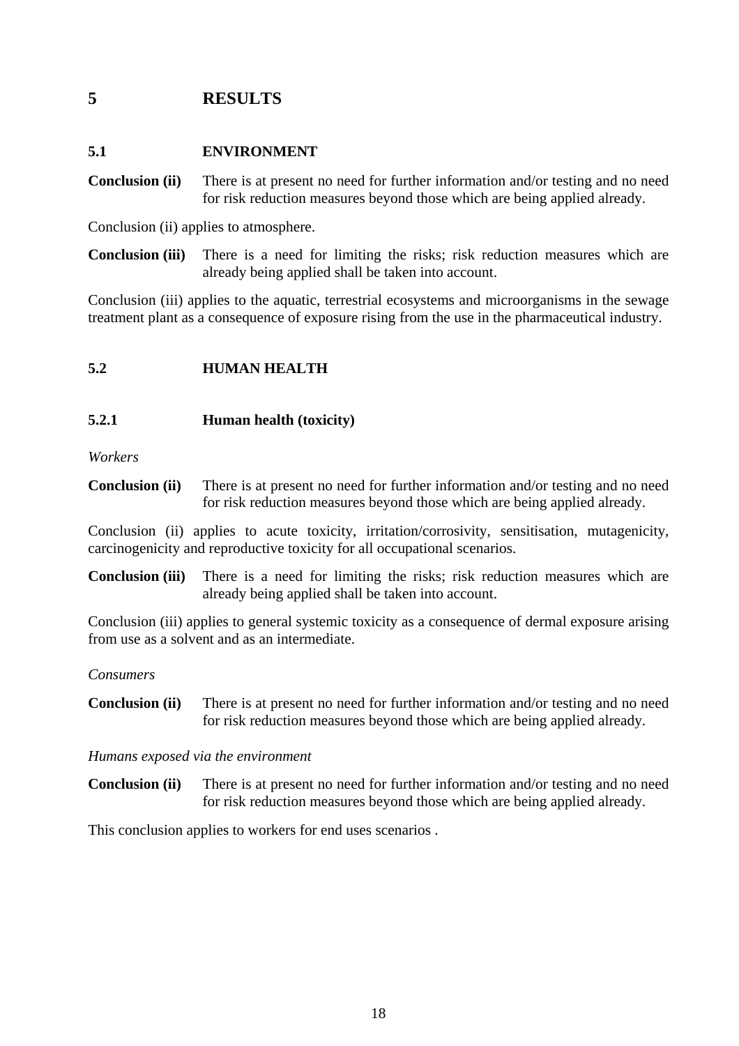# 5 RESULTS

## 5.1 ENVIRONMENT

**Conclusion (ii)** There is at present no need for further information and/or testing and no need for risk reduction measures beyond those which are being applied already.

Conclusion (ii) applies to atmosphere.

**Conclusion (iii)** There is a need for limiting the risks; risk reduction measures which are already being applied shall be taken into account.

Conclusion (iii) applies to the aquatic, terrestrial ecosystems and microorganisms in the sewage treatment plant as a consequence of exposure rising from the use in the pharmaceutical industry.

## 5.2 HUMAN HEALTH

### 5.2.1 Human health (toxicity)

*Workers*

**Conclusion (ii)** There is at present no need for further information and/or testing and no need for risk reduction measures beyond those which are being applied already.

Conclusion (ii) applies to acute toxicity, irritation/corrosivity, sensitisation, mutagenicity, carcinogenicity and reproductive toxicity for all occupational scenarios.

**Conclusion (iii)** There is a need for limiting the risks; risk reduction measures which are already being applied shall be taken into account.

Conclusion (iii) applies to general systemic toxicity as a consequence of dermal exposure arising from use as a solvent and as an intermediate.

*Consumers*

**Conclusion (ii)** There is at present no need for further information and/or testing and no need for risk reduction measures beyond those which are being applied already.

*Humans exposed via the environment*

**Conclusion (ii)** There is at present no need for further information and/or testing and no need for risk reduction measures beyond those which are being applied already.

This conclusion applies to workers for end uses scenarios .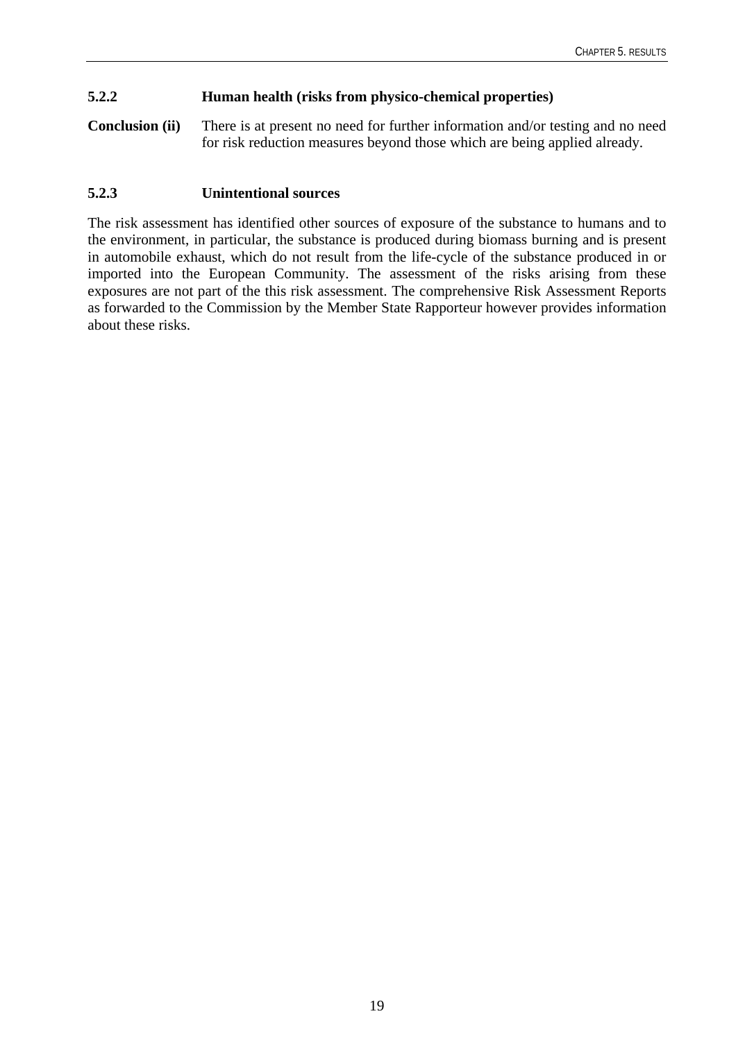### 5.2.2 Human health (risks from physico-chemical properties)

**Conclusion (ii)** There is at present no need for further information and/or testing and no need for risk reduction measures beyond those which are being applied already.

### 5.2.3 Unintentional sources

The risk assessment has identified other sources of exposure of the substance to humans and to the environment, in particular, the substance is produced during biomass burning and is present in automobile exhaust, which do not result from the life-cycle of the substance produced in or imported into the European Community. The assessment of the risks arising from these exposures are not part of the this risk assessment. The comprehensive Risk Assessment Reports as forwarded to the Commission by the Member State Rapporteur however provides information about these risks.